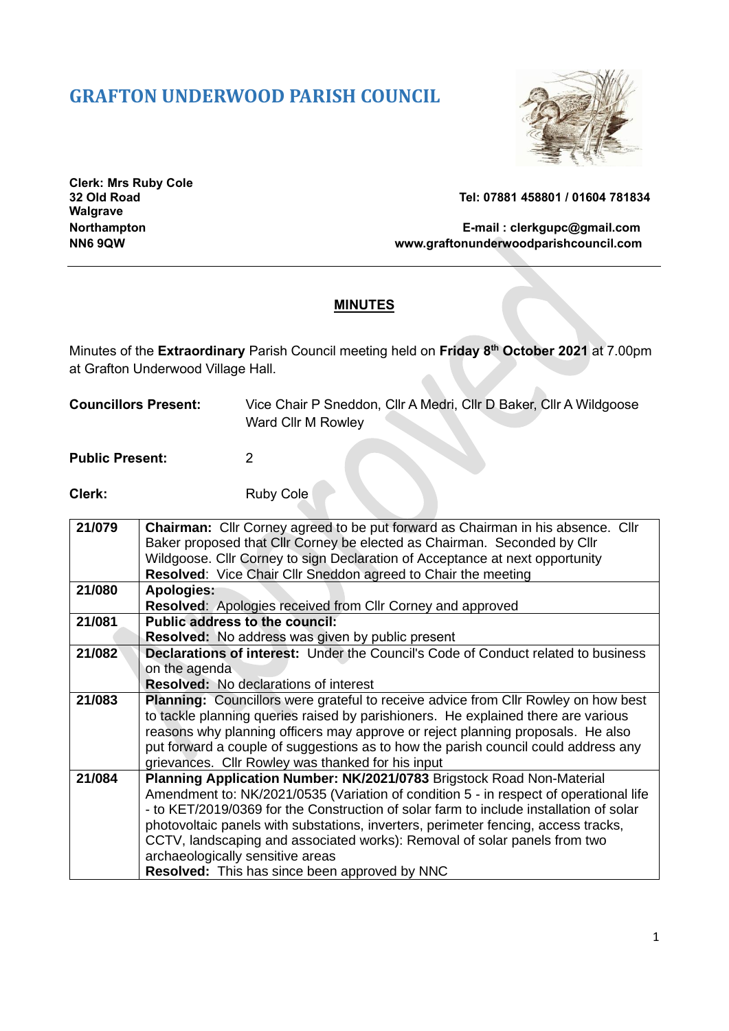# GRAFTON UNDERWOOD PARISH COUNCIL

**Clerk: Mrs Ruby Cole**
**32 Old Road**
**Walgrave**
**Northampton**
**NN6 9QW**

**Tel: 07881 458801 / 01604 781834**

**E-mail : clerkgupc@gmail.com**
**www.graftonunderwoodparishcouncil.com**

---

## MINUTES

Minutes of the **Extraordinary** Parish Council meeting held on **Friday 8th October 2021** at 7.00pm at Grafton Underwood Village Hall.

**Councillors Present:** Vice Chair P Sneddon, Cllr A Medri, Cllr D Baker, Cllr A Wildgoose
Ward Cllr M Rowley

**Public Present:** 2

**Clerk:** Ruby Cole

| | |
|---|---|
| **21/079** | **Chairman:** Cllr Corney agreed to be put forward as Chairman in his absence. Cllr Baker proposed that Cllr Corney be elected as Chairman. Seconded by Cllr Wildgoose. Cllr Corney to sign Declaration of Acceptance at next opportunity<br>**Resolved**: Vice Chair Cllr Sneddon agreed to Chair the meeting |
| **21/080** | **Apologies:**<br>**Resolved**: Apologies received from Cllr Corney and approved |
| **21/081** | **Public address to the council:**<br>**Resolved:** No address was given by public present |
| **21/082** | **Declarations of interest:** Under the Council's Code of Conduct related to business on the agenda<br>**Resolved:** No declarations of interest |
| **21/083** | **Planning:** Councillors were grateful to receive advice from Cllr Rowley on how best to tackle planning queries raised by parishioners. He explained there are various reasons why planning officers may approve or reject planning proposals. He also put forward a couple of suggestions as to how the parish council could address any grievances. Cllr Rowley was thanked for his input |
| **21/084** | **Planning Application Number: NK/2021/0783** Brigstock Road Non-Material Amendment to: NK/2021/0535 (Variation of condition 5 - in respect of operational life - to KET/2019/0369 for the Construction of solar farm to include installation of solar photovoltaic panels with substations, inverters, perimeter fencing, access tracks, CCTV, landscaping and associated works): Removal of solar panels from two archaeologically sensitive areas<br>**Resolved:** This has since been approved by NNC |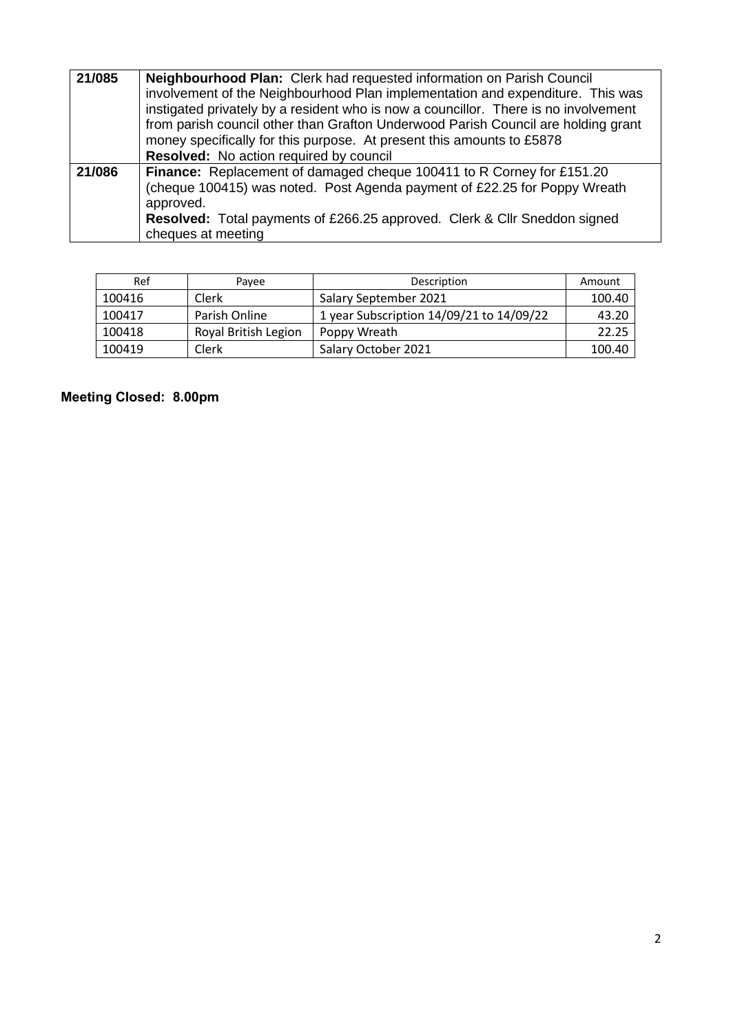| | |
|---|---|
| **21/085** | **Neighbourhood Plan:** Clerk had requested information on Parish Council involvement of the Neighbourhood Plan implementation and expenditure. This was instigated privately by a resident who is now a councillor. There is no involvement from parish council other than Grafton Underwood Parish Council are holding grant money specifically for this purpose. At present this amounts to £5878<br>**Resolved:** No action required by council |
| **21/086** | **Finance:** Replacement of damaged cheque 100411 to R Corney for £151.20 (cheque 100415) was noted. Post Agenda payment of £22.25 for Poppy Wreath approved.<br>**Resolved:** Total payments of £266.25 approved. Clerk & Cllr Sneddon signed cheques at meeting |

| Ref | Payee | Description | Amount |
|---|---|---|---|
| 100416 | Clerk | Salary September 2021 | 100.40 |
| 100417 | Parish Online | 1 year Subscription 14/09/21 to 14/09/22 | 43.20 |
| 100418 | Royal British Legion | Poppy Wreath | 22.25 |
| 100419 | Clerk | Salary October 2021 | 100.40 |

**Meeting Closed: 8.00pm**